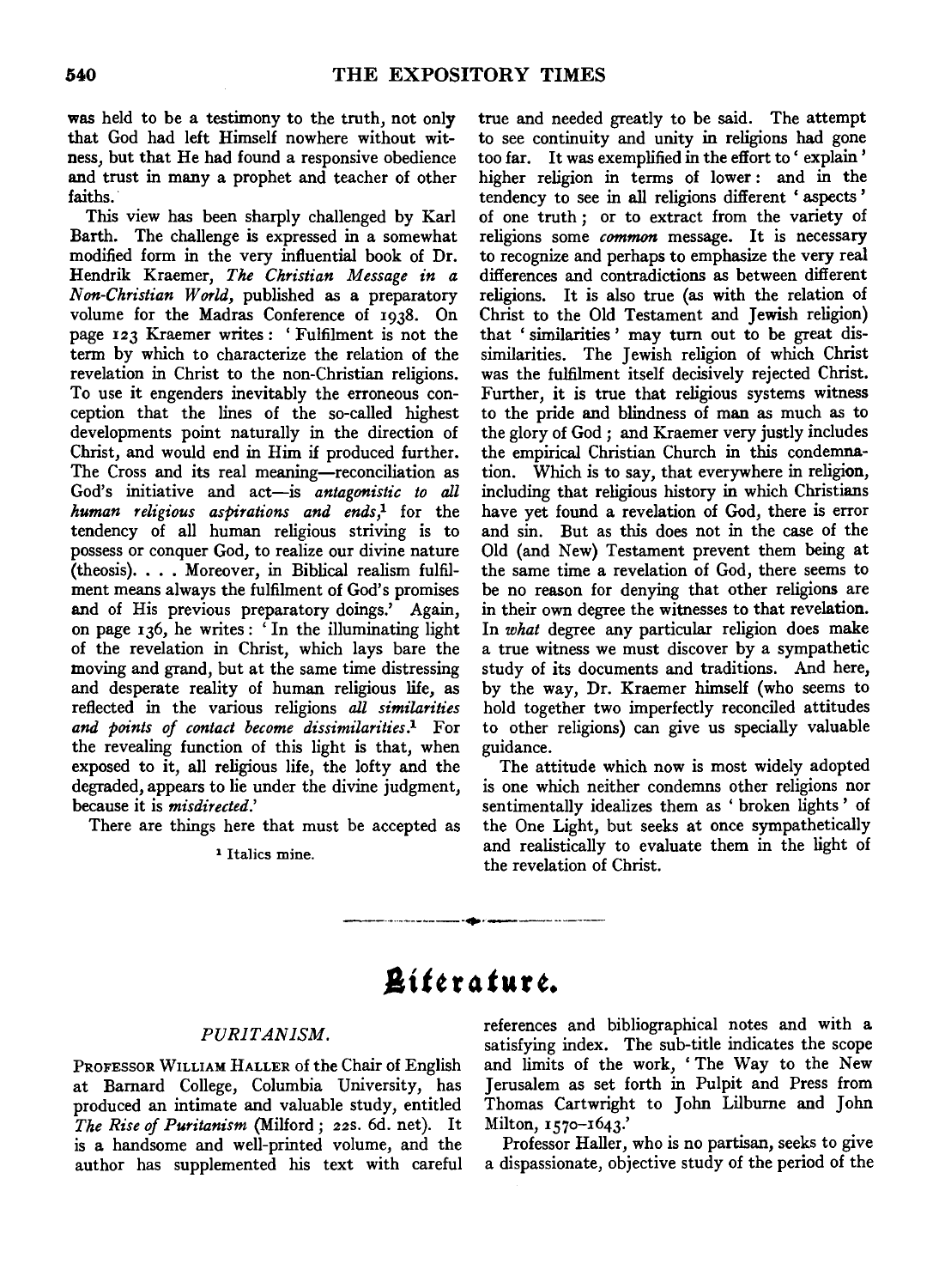was held to be a testimony to the truth, not only that God had left Himself nowhere without witness, but that He had found a responsive obedience and trust in many a prophet and teacher of other faiths.

This view has been sharply challenged by Karl Barth. The challenge is expressed in a somewhat modified form in the very influential book of Dr. Hendrik Kraemer, *The Christian Message in a Non-Christian World*, published as a preparatory volume for the Madras Conference of 1938. On page 123 Kraemer writes: 'Fulfilment is not the term by which to characterize the relation of the revelation in Christ to the non-Christian religions. To use it engenders inevitably the erroneous conception that the lines of the so-called highest developments point naturally in the direction of Christ, and would end in Him if produced further. The Cross and its real meaning—reconciliation as God's initiative and act—is *antagonistic to all human religious aspirations and ends*,[1] for the tendency of all human religious striving is to possess or conquer God, to realize our divine nature (theosis). . . . Moreover, in Biblical realism fulfilment means always the fulfilment of God's promises and of His previous preparatory doings.' Again, on page 136, he writes: 'In the illuminating light of the revelation in Christ, which lays bare the moving and grand, but at the same time distressing and desperate reality of human religious life, as reflected in the various religions *all similarities and points of contact become dissimilarities*.[1] For the revealing function of this light is that, when exposed to it, all religious life, the lofty and the degraded, appears to lie under the divine judgment, because it is *misdirected*.'

There are things here that must be accepted as true and needed greatly to be said. The attempt to see continuity and unity in religions had gone too far. It was exemplified in the effort to 'explain' higher religion in terms of lower: and in the tendency to see in all religions different 'aspects' of one truth; or to extract from the variety of religions some *common* message. It is necessary to recognize and perhaps to emphasize the very real differences and contradictions as between different religions. It is also true (as with the relation of Christ to the Old Testament and Jewish religion) that 'similarities' may turn out to be great dissimilarities. The Jewish religion of which Christ was the fulfilment itself decisively rejected Christ. Further, it is true that religious systems witness to the pride and blindness of man as much as to the glory of God; and Kraemer very justly includes the empirical Christian Church in this condemnation. Which is to say, that everywhere in religion, including that religious history in which Christians have yet found a revelation of God, there is error and sin. But as this does not in the case of the Old (and New) Testament prevent them being at the same time a revelation of God, there seems to be no reason for denying that other religions are in their own degree the witnesses to that revelation. In *what* degree any particular religion does make a true witness we must discover by a sympathetic study of its documents and traditions. And here, by the way, Dr. Kraemer himself (who seems to hold together two imperfectly reconciled attitudes to other religions) can give us specially valuable guidance.

The attitude which now is most widely adopted is one which neither condemns other religions nor sentimentally idealizes them as 'broken lights' of the One Light, but seeks at once sympathetically and realistically to evaluate them in the light of the revelation of Christ.

[1] Italics mine.

---

# Literature.

### *PURITANISM.*

Professor William Haller of the Chair of English at Barnard College, Columbia University, has produced an intimate and valuable study, entitled *The Rise of Puritanism* (Milford; 22s. 6d. net). It is a handsome and well-printed volume, and the author has supplemented his text with careful references and bibliographical notes and with a satisfying index. The sub-title indicates the scope and limits of the work, 'The Way to the New Jerusalem as set forth in Pulpit and Press from Thomas Cartwright to John Lilburne and John Milton, 1570–1643.'

Professor Haller, who is no partisan, seeks to give a dispassionate, objective study of the period of the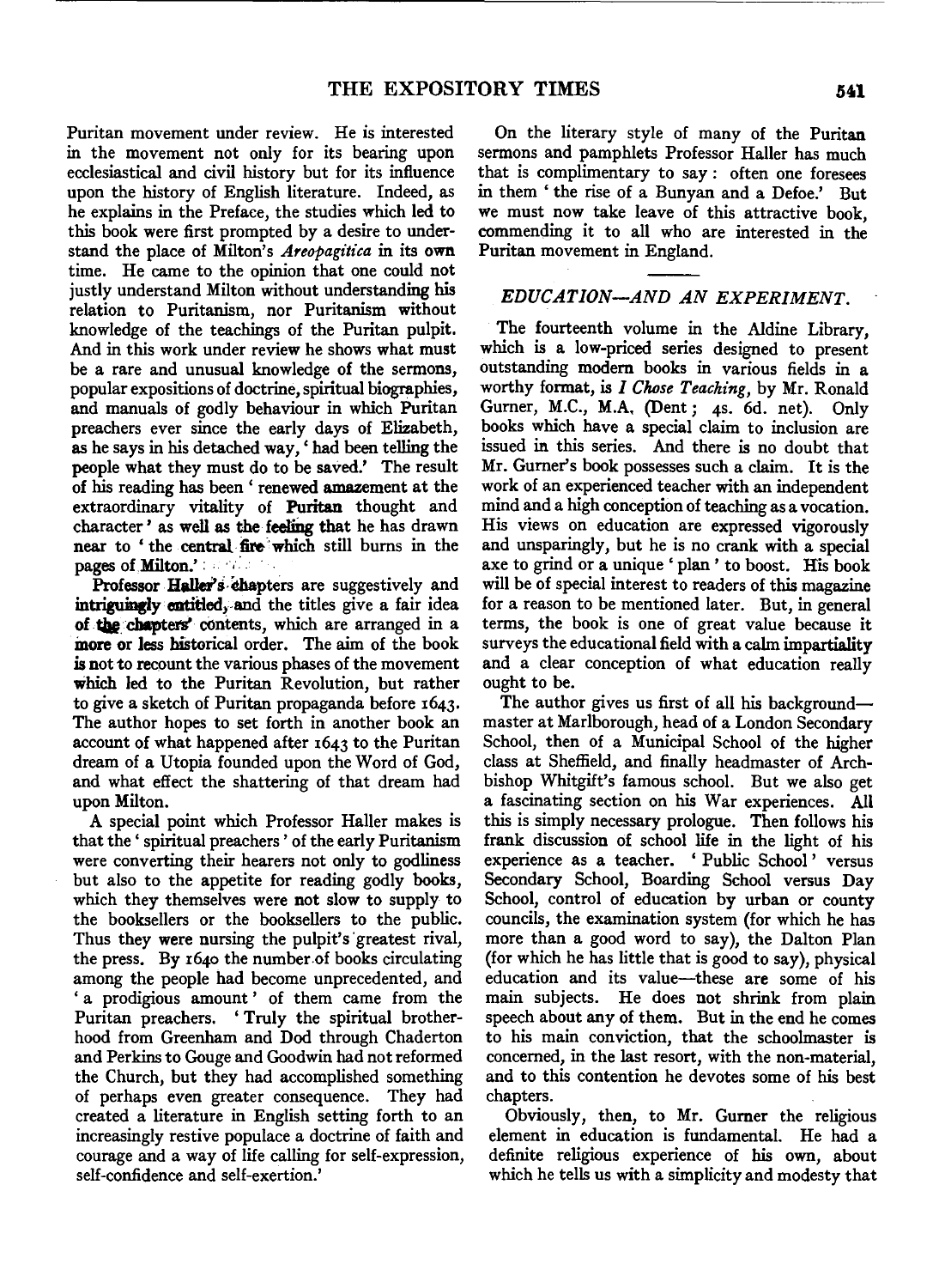Puritan movement under review. He is interested in the movement not only for its bearing upon ecclesiastical and civil history but for its influence upon the history of English literature. Indeed, as he explains in the Preface, the studies which led to this book were first prompted by a desire to understand the place of Milton's *Areopagitica* in its own time. He came to the opinion that one could not justly understand Milton without understanding his relation to Puritanism, nor Puritanism without knowledge of the teachings of the Puritan pulpit. And in this work under review he shows what must be a rare and unusual knowledge of the sermons, popular expositions of doctrine, spiritual biographies, and manuals of godly behaviour in which Puritan preachers ever since the early days of Elizabeth, as he says in his detached way, 'had been telling the people what they must do to be saved.' The result of his reading has been 'renewed amazement at the extraordinary vitality of Puritan thought and character' as well as the feeling that he has drawn near to 'the central fire which still burns in the pages of Milton.'

Professor Haller's chapters are suggestively and intriguingly entitled, and the titles give a fair idea of the chapters' contents, which are arranged in a more or less historical order. The aim of the book is not to recount the various phases of the movement which led to the Puritan Revolution, but rather to give a sketch of Puritan propaganda before 1643. The author hopes to set forth in another book an account of what happened after 1643 to the Puritan dream of a Utopia founded upon the Word of God, and what effect the shattering of that dream had upon Milton.

A special point which Professor Haller makes is that the 'spiritual preachers' of the early Puritanism were converting their hearers not only to godliness but also to the appetite for reading godly books, which they themselves were not slow to supply to the booksellers or the booksellers to the public. Thus they were nursing the pulpit's greatest rival, the press. By 1640 the number of books circulating among the people had become unprecedented, and 'a prodigious amount' of them came from the Puritan preachers. 'Truly the spiritual brotherhood from Greenham and Dod through Chaderton and Perkins to Gouge and Goodwin had not reformed the Church, but they had accomplished something of perhaps even greater consequence. They had created a literature in English setting forth to an increasingly restive populace a doctrine of faith and courage and a way of life calling for self-expression, self-confidence and self-exertion.'

On the literary style of many of the Puritan sermons and pamphlets Professor Haller has much that is complimentary to say: often one foresees in them 'the rise of a Bunyan and a Defoe.' But we must now take leave of this attractive book, commending it to all who are interested in the Puritan movement in England.

## *EDUCATION—AND AN EXPERIMENT.*

The fourteenth volume in the Aldine Library, which is a low-priced series designed to present outstanding modern books in various fields in a worthy format, is *I Chose Teaching*, by Mr. Ronald Gurner, M.C., M.A. (Dent; 4s. 6d. net). Only books which have a special claim to inclusion are issued in this series. And there is no doubt that Mr. Gurner's book possesses such a claim. It is the work of an experienced teacher with an independent mind and a high conception of teaching as a vocation. His views on education are expressed vigorously and unsparingly, but he is no crank with a special axe to grind or a unique 'plan' to boost. His book will be of special interest to readers of this magazine for a reason to be mentioned later. But, in general terms, the book is one of great value because it surveys the educational field with a calm impartiality and a clear conception of what education really ought to be.

The author gives us first of all his background—master at Marlborough, head of a London Secondary School, then of a Municipal School of the higher class at Sheffield, and finally headmaster of Archbishop Whitgift's famous school. But we also get a fascinating section on his War experiences. All this is simply necessary prologue. Then follows his frank discussion of school life in the light of his experience as a teacher. 'Public School' versus Secondary School, Boarding School versus Day School, control of education by urban or county councils, the examination system (for which he has more than a good word to say), the Dalton Plan (for which he has little that is good to say), physical education and its value—these are some of his main subjects. He does not shrink from plain speech about any of them. But in the end he comes to his main conviction, that the schoolmaster is concerned, in the last resort, with the non-material, and to this contention he devotes some of his best chapters.

Obviously, then, to Mr. Gurner the religious element in education is fundamental. He had a definite religious experience of his own, about which he tells us with a simplicity and modesty that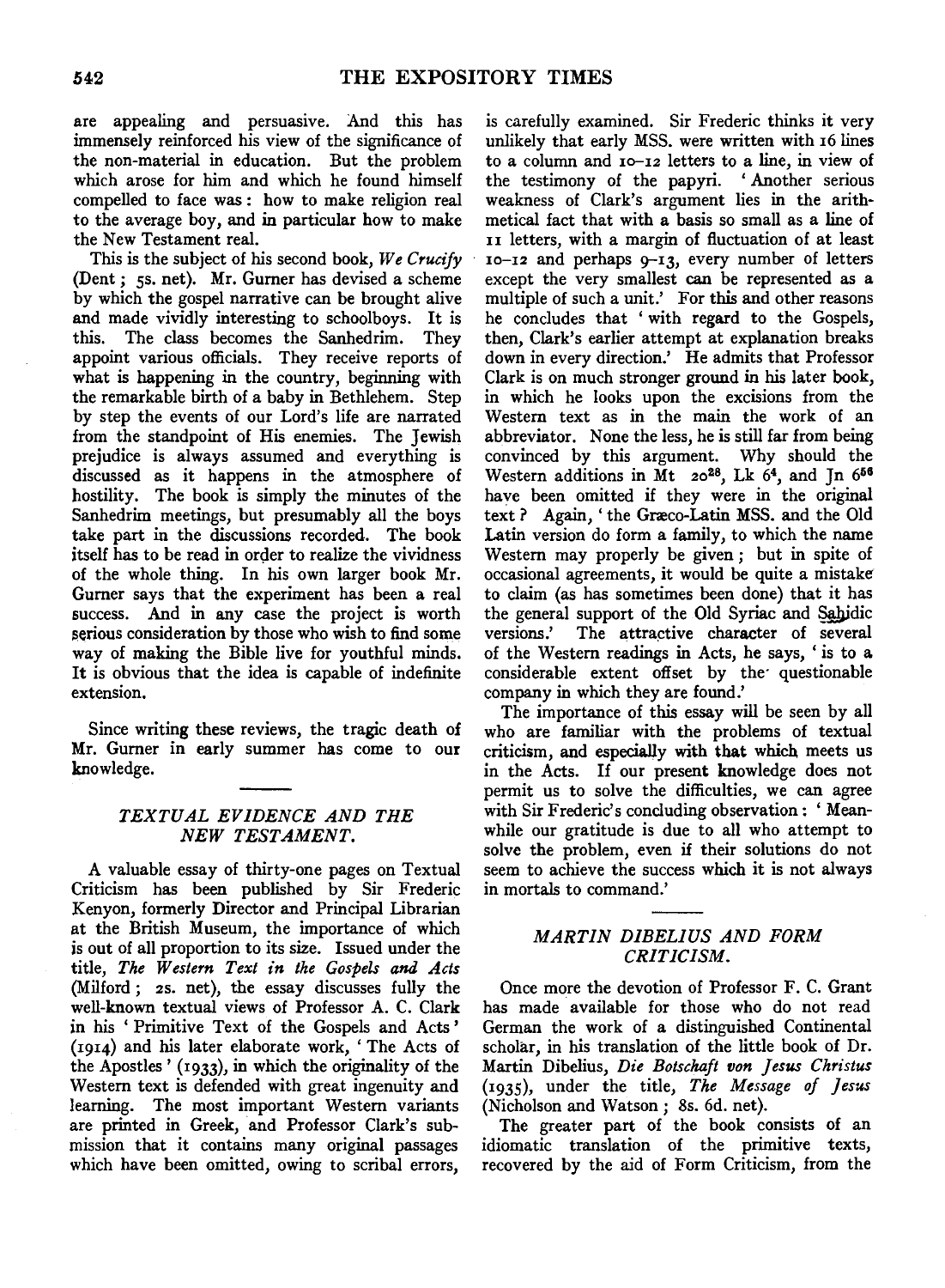are appealing and persuasive. And this has immensely reinforced his view of the significance of the non-material in education. But the problem which arose for him and which he found himself compelled to face was: how to make religion real to the average boy, and in particular how to make the New Testament real.

This is the subject of his second book, *We Crucify* (Dent; 5s. net). Mr. Gurner has devised a scheme by which the gospel narrative can be brought alive and made vividly interesting to schoolboys. It is this. The class becomes the Sanhedrim. They appoint various officials. They receive reports of what is happening in the country, beginning with the remarkable birth of a baby in Bethlehem. Step by step the events of our Lord's life are narrated from the standpoint of His enemies. The Jewish prejudice is always assumed and everything is discussed as it happens in the atmosphere of hostility. The book is simply the minutes of the Sanhedrim meetings, but presumably all the boys take part in the discussions recorded. The book itself has to be read in order to realize the vividness of the whole thing. In his own larger book Mr. Gurner says that the experiment has been a real success. And in any case the project is worth serious consideration by those who wish to find some way of making the Bible live for youthful minds. It is obvious that the idea is capable of indefinite extension.

Since writing these reviews, the tragic death of Mr. Gurner in early summer has come to our knowledge.

## *TEXTUAL EVIDENCE AND THE NEW TESTAMENT.*

A valuable essay of thirty-one pages on Textual Criticism has been published by Sir Frederic Kenyon, formerly Director and Principal Librarian at the British Museum, the importance of which is out of all proportion to its size. Issued under the title, *The Western Text in the Gospels and Acts* (Milford; 2s. net), the essay discusses fully the well-known textual views of Professor A. C. Clark in his 'Primitive Text of the Gospels and Acts' (1914) and his later elaborate work, 'The Acts of the Apostles' (1933), in which the originality of the Western text is defended with great ingenuity and learning. The most important Western variants are printed in Greek, and Professor Clark's submission that it contains many original passages which have been omitted, owing to scribal errors, is carefully examined. Sir Frederic thinks it very unlikely that early MSS. were written with 16 lines to a column and 10–12 letters to a line, in view of the testimony of the papyri. 'Another serious weakness of Clark's argument lies in the arithmetical fact that with a basis so small as a line of 11 letters, with a margin of fluctuation of at least 10–12 and perhaps 9–13, every number of letters except the very smallest can be represented as a multiple of such a unit.' For this and other reasons he concludes that 'with regard to the Gospels, then, Clark's earlier attempt at explanation breaks down in every direction.' He admits that Professor Clark is on much stronger ground in his later book, in which he looks upon the excisions from the Western text as in the main the work of an abbreviator. None the less, he is still far from being convinced by this argument. Why should the Western additions in Mt 20[28], Lk 6[4], and Jn 6[56] have been omitted if they were in the original text? Again, 'the Græco-Latin MSS. and the Old Latin version do form a family, to which the name Western may properly be given; but in spite of occasional agreements, it would be quite a mistake to claim (as has sometimes been done) that it has the general support of the Old Syriac and Sahidic versions.' The attractive character of several of the Western readings in Acts, he says, 'is to a considerable extent offset by the questionable company in which they are found.'

The importance of this essay will be seen by all who are familiar with the problems of textual criticism, and especially with that which meets us in the Acts. If our present knowledge does not permit us to solve the difficulties, we can agree with Sir Frederic's concluding observation: 'Meanwhile our gratitude is due to all who attempt to solve the problem, even if their solutions do not seem to achieve the success which it is not always in mortals to command.'

## *MARTIN DIBELIUS AND FORM CRITICISM.*

Once more the devotion of Professor F. C. Grant has made available for those who do not read German the work of a distinguished Continental scholar, in his translation of the little book of Dr. Martin Dibelius, *Die Botschaft von Jesus Christus* (1935), under the title, *The Message of Jesus* (Nicholson and Watson; 8s. 6d. net).

The greater part of the book consists of an idiomatic translation of the primitive texts, recovered by the aid of Form Criticism, from the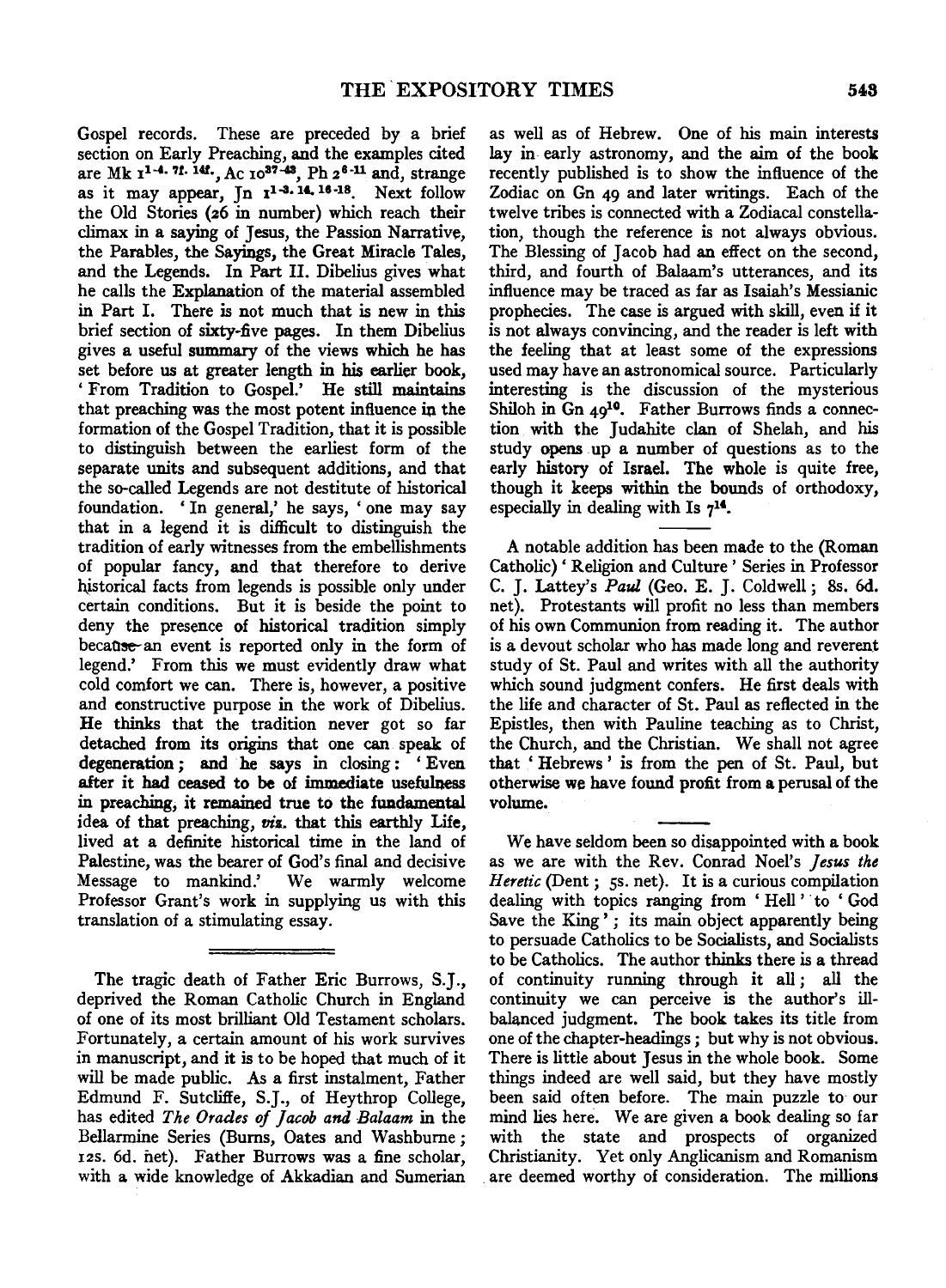Gospel records. These are preceded by a brief section on Early Preaching, and the examples cited are Mk $1^{1-4. 7f. 14f.}$, Ac $10^{37-43}$, Ph $2^{6-11}$ and, strange as it may appear, Jn $1^{1-3. 14. 16-18}$. Next follow the Old Stories (26 in number) which reach their climax in a saying of Jesus, the Passion Narrative, the Parables, the Sayings, the Great Miracle Tales, and the Legends. In Part II. Dibelius gives what he calls the Explanation of the material assembled in Part I. There is not much that is new in this brief section of sixty-five pages. In them Dibelius gives a useful summary of the views which he has set before us at greater length in his earlier book, 'From Tradition to Gospel.' He still maintains that preaching was the most potent influence in the formation of the Gospel Tradition, that it is possible to distinguish between the earliest form of the separate units and subsequent additions, and that the so-called Legends are not destitute of historical foundation. 'In general,' he says, 'one may say that in a legend it is difficult to distinguish the tradition of early witnesses from the embellishments of popular fancy, and that therefore to derive historical facts from legends is possible only under certain conditions. But it is beside the point to deny the presence of historical tradition simply because an event is reported only in the form of legend.' From this we must evidently draw what cold comfort we can. There is, however, a positive and constructive purpose in the work of Dibelius. He thinks that the tradition never got so far detached from its origins that one can speak of degeneration; and he says in closing: 'Even after it had ceased to be of immediate usefulness in preaching, it remained true to the fundamental idea of that preaching, *viz.* that this earthly Life, lived at a definite historical time in the land of Palestine, was the bearer of God's final and decisive Message to mankind.' We warmly welcome Professor Grant's work in supplying us with this translation of a stimulating essay.

---

The tragic death of Father Eric Burrows, S.J., deprived the Roman Catholic Church in England of one of its most brilliant Old Testament scholars. Fortunately, a certain amount of his work survives in manuscript, and it is to be hoped that much of it will be made public. As a first instalment, Father Edmund F. Sutcliffe, S.J., of Heythrop College, has edited *The Oracles of Jacob and Balaam* in the Bellarmine Series (Burns, Oates and Washburne; 12s. 6d. net). Father Burrows was a fine scholar, with a wide knowledge of Akkadian and Sumerian as well as of Hebrew. One of his main interests lay in early astronomy, and the aim of the book recently published is to show the influence of the Zodiac on Gn 49 and later writings. Each of the twelve tribes is connected with a Zodiacal constellation, though the reference is not always obvious. The Blessing of Jacob had an effect on the second, third, and fourth of Balaam's utterances, and its influence may be traced as far as Isaiah's Messianic prophecies. The case is argued with skill, even if it is not always convincing, and the reader is left with the feeling that at least some of the expressions used may have an astronomical source. Particularly interesting is the discussion of the mysterious Shiloh in Gn $49^{10}$. Father Burrows finds a connection with the Judahite clan of Shelah, and his study opens up a number of questions as to the early history of Israel. The whole is quite free, though it keeps within the bounds of orthodoxy, especially in dealing with Is $7^{14}$.

---

A notable addition has been made to the (Roman Catholic) 'Religion and Culture' Series in Professor C. J. Lattey's *Paul* (Geo. E. J. Coldwell; 8s. 6d. net). Protestants will profit no less than members of his own Communion from reading it. The author is a devout scholar who has made long and reverent study of St. Paul and writes with all the authority which sound judgment confers. He first deals with the life and character of St. Paul as reflected in the Epistles, then with Pauline teaching as to Christ, the Church, and the Christian. We shall not agree that 'Hebrews' is from the pen of St. Paul, but otherwise we have found profit from a perusal of the volume.

---

We have seldom been so disappointed with a book as we are with the Rev. Conrad Noel's *Jesus the Heretic* (Dent; 5s. net). It is a curious compilation dealing with topics ranging from 'Hell' to 'God Save the King'; its main object apparently being to persuade Catholics to be Socialists, and Socialists to be Catholics. The author thinks there is a thread of continuity running through it all; all the continuity we can perceive is the author's ill-balanced judgment. The book takes its title from one of the chapter-headings; but why is not obvious. There is little about Jesus in the whole book. Some things indeed are well said, but they have mostly been said often before. The main puzzle to our mind lies here. We are given a book dealing so far with the state and prospects of organized Christianity. Yet only Anglicanism and Romanism are deemed worthy of consideration. The millions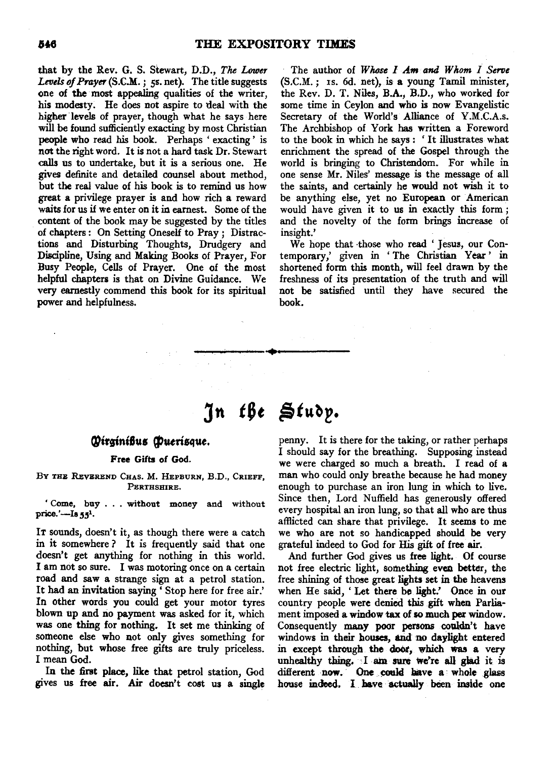that by the Rev. G. S. Stewart, D.D., *The Lower Levels of Prayer* (S.C.M.; 5s. net). The title suggests one of the most appealing qualities of the writer, his modesty. He does not aspire to deal with the higher levels of prayer, though what he says here will be found sufficiently exacting by most Christian people who read his book. Perhaps 'exacting' is not the right word. It is not a hard task Dr. Stewart calls us to undertake, but it is a serious one. He gives definite and detailed counsel about method, but the real value of his book is to remind us how great a privilege prayer is and how rich a reward waits for us if we enter on it in earnest. Some of the content of the book may be suggested by the titles of chapters: On Setting Oneself to Pray; Distractions and Disturbing Thoughts, Drudgery and Discipline, Using and Making Books of Prayer, For Busy People, Cells of Prayer. One of the most helpful chapters is that on Divine Guidance. We very earnestly commend this book for its spiritual power and helpfulness.

The author of *Whose I Am and Whom I Serve* (S.C.M.; 1s. 6d. net), is a young Tamil minister, the Rev. D. T. Niles, B.A., B.D., who worked for some time in Ceylon and who is now Evangelistic Secretary of the World's Alliance of Y.M.C.A.s. The Archbishop of York has written a Foreword to the book in which he says: 'It illustrates what enrichment the spread of the Gospel through the world is bringing to Christendom. For while in one sense Mr. Niles' message is the message of all the saints, and certainly he would not wish it to be anything else, yet no European or American would have given it to us in exactly this form; and the novelty of the form brings increase of insight.'

We hope that those who read 'Jesus, our Contemporary,' given in 'The Christian Year' in shortened form this month, will feel drawn by the freshness of its presentation of the truth and will not be satisfied until they have secured the book.

---

# In the Study.

## Virginibus Puerisque.

### Free Gifts of God.

By the Reverend Chas. M. Hepburn, B.D., Crieff, Perthshire.

'Come, buy . . . without money and without price.'—Is 55[1].

It sounds, doesn't it, as though there were a catch in it somewhere? It is frequently said that one doesn't get anything for nothing in this world. I am not so sure. I was motoring once on a certain road and saw a strange sign at a petrol station. It had an invitation saying 'Stop here for free air.' In other words you could get your motor tyres blown up and no payment was asked for it, which was one thing for nothing. It set me thinking of someone else who not only gives something for nothing, but whose free gifts are truly priceless. I mean God.

In the first place, like that petrol station, God gives us free air. Air doesn't cost us a single penny. It is there for the taking, or rather perhaps I should say for the breathing. Supposing instead we were charged so much a breath. I read of a man who could only breathe because he had money enough to purchase an iron lung in which to live. Since then, Lord Nuffield has generously offered every hospital an iron lung, so that all who are thus afflicted can share that privilege. It seems to me we who are not so handicapped should be very grateful indeed to God for His gift of free air.

And further God gives us free light. Of course not free electric light, something even better, the free shining of those great lights set in the heavens when He said, 'Let there be light.' Once in our country people were denied this gift when Parliament imposed a window tax of so much per window. Consequently many poor persons couldn't have windows in their houses, and no daylight entered in except through the door, which was a very unhealthy thing. I am sure we're all glad it is different now. One could have a whole glass house indeed. I have actually been inside one